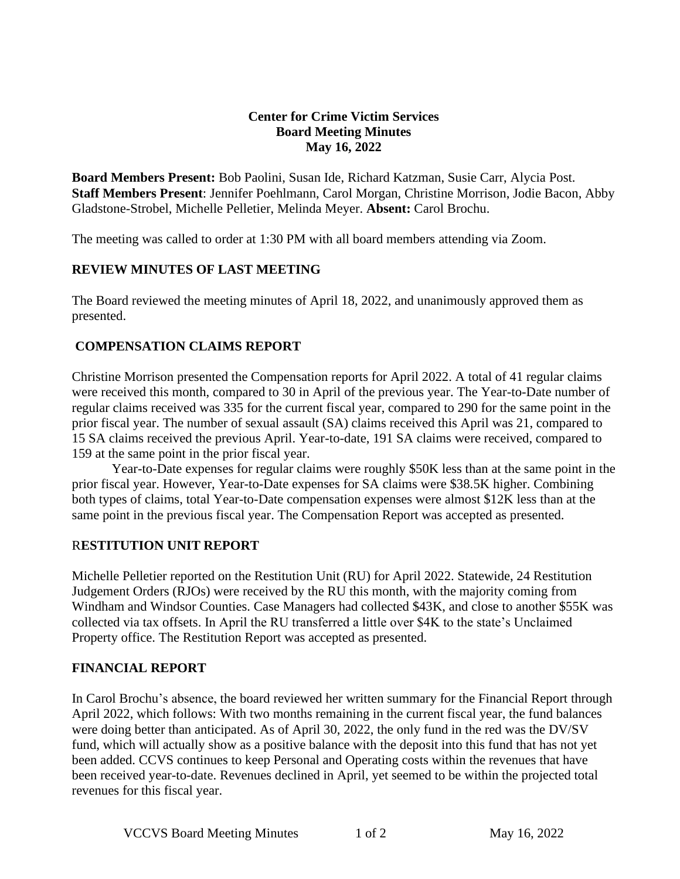**Center for Crime Victim Services**
**Board Meeting Minutes**
**May 16, 2022**

**Board Members Present:** Bob Paolini, Susan Ide, Richard Katzman, Susie Carr, Alycia Post. **Staff Members Present**: Jennifer Poehlmann, Carol Morgan, Christine Morrison, Jodie Bacon, Abby Gladstone-Strobel, Michelle Pelletier, Melinda Meyer. **Absent:** Carol Brochu.

The meeting was called to order at 1:30 PM with all board members attending via Zoom.

## REVIEW MINUTES OF LAST MEETING

The Board reviewed the meeting minutes of April 18, 2022, and unanimously approved them as presented.

## COMPENSATION CLAIMS REPORT

Christine Morrison presented the Compensation reports for April 2022. A total of 41 regular claims were received this month, compared to 30 in April of the previous year. The Year-to-Date number of regular claims received was 335 for the current fiscal year, compared to 290 for the same point in the prior fiscal year. The number of sexual assault (SA) claims received this April was 21, compared to 15 SA claims received the previous April. Year-to-date, 191 SA claims were received, compared to 159 at the same point in the prior fiscal year.

Year-to-Date expenses for regular claims were roughly $50K less than at the same point in the prior fiscal year. However, Year-to-Date expenses for SA claims were $38.5K higher. Combining both types of claims, total Year-to-Date compensation expenses were almost $12K less than at the same point in the previous fiscal year. The Compensation Report was accepted as presented.

## RESTITUTION UNIT REPORT

Michelle Pelletier reported on the Restitution Unit (RU) for April 2022. Statewide, 24 Restitution Judgement Orders (RJOs) were received by the RU this month, with the majority coming from Windham and Windsor Counties. Case Managers had collected $43K, and close to another $55K was collected via tax offsets. In April the RU transferred a little over $4K to the state's Unclaimed Property office. The Restitution Report was accepted as presented.

## FINANCIAL REPORT

In Carol Brochu's absence, the board reviewed her written summary for the Financial Report through April 2022, which follows: With two months remaining in the current fiscal year, the fund balances were doing better than anticipated. As of April 30, 2022, the only fund in the red was the DV/SV fund, which will actually show as a positive balance with the deposit into this fund that has not yet been added. CCVS continues to keep Personal and Operating costs within the revenues that have been received year-to-date. Revenues declined in April, yet seemed to be within the projected total revenues for this fiscal year.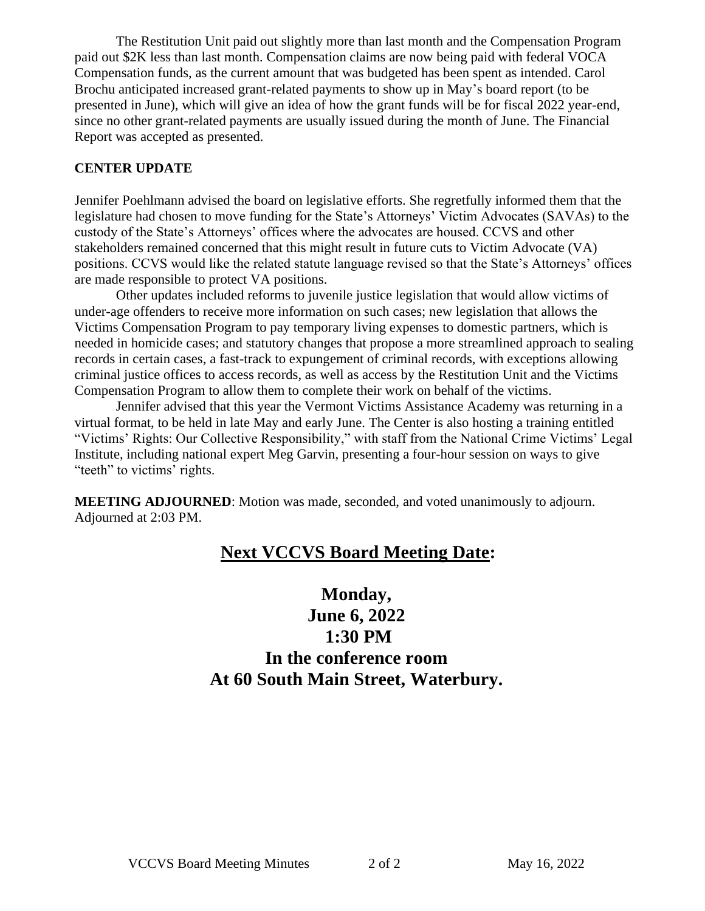The Restitution Unit paid out slightly more than last month and the Compensation Progam paid out $2K less than last month. Compensation claims are now being paid with federal VOCA Compensation funds, as the current amount that was budgeted has been spent as intended. Carol Brochu anticipated increased grant-related payments to show up in May's board report (to be presented in June), which will give an idea of how the grant funds will be for fiscal 2022 year-end, since no other grant-related payments are usually issued during the month of June. The Financial Report was accepted as presented.

**CENTER UPDATE**

Jennifer Poehlmann advised the board on legislative efforts. She regretfully informed them that the legislature had chosen to move funding for the State's Attorneys' Victim Advocates (SAVAs) to the custody of the State's Attorneys' offices where the advocates are housed. CCVS and other stakeholders remained concerned that this might result in future cuts to Victim Advocate (VA) positions. CCVS would like the related statute language revised so that the State's Attorneys' offices are made responsible to protect VA positions.

Other updates included reforms to juvenile justice legislation that would allow victims of under-age offenders to receive more information on such cases; new legislation that allows the Victims Compensation Program to pay temporary living expenses to domestic partners, which is needed in homicide cases; and statutory changes that propose a more streamlined approach to sealing records in certain cases, a fast-track to expungement of criminal records, with exceptions allowing criminal justice offices to access records, as well as access by the Restitution Unit and the Victims Compensation Program to allow them to complete their work on behalf of the victims.

Jennifer advised that this year the Vermont Victims Assistance Academy was returning in a virtual format, to be held in late May and early June. The Center is also hosting a training entitled "Victims' Rights: Our Collective Responsibility," with staff from the National Crime Victims' Legal Institute, including national expert Meg Garvin, presenting a four-hour session on ways to give "teeth" to victims' rights.

**MEETING ADJOURNED**: Motion was made, seconded, and voted unanimously to adjourn. Adjourned at 2:03 PM.

## Next VCCVS Board Meeting Date:

**Monday,**
**June 6, 2022**
**1:30 PM**
**In the conference room**
**At 60 South Main Street, Waterbury.**